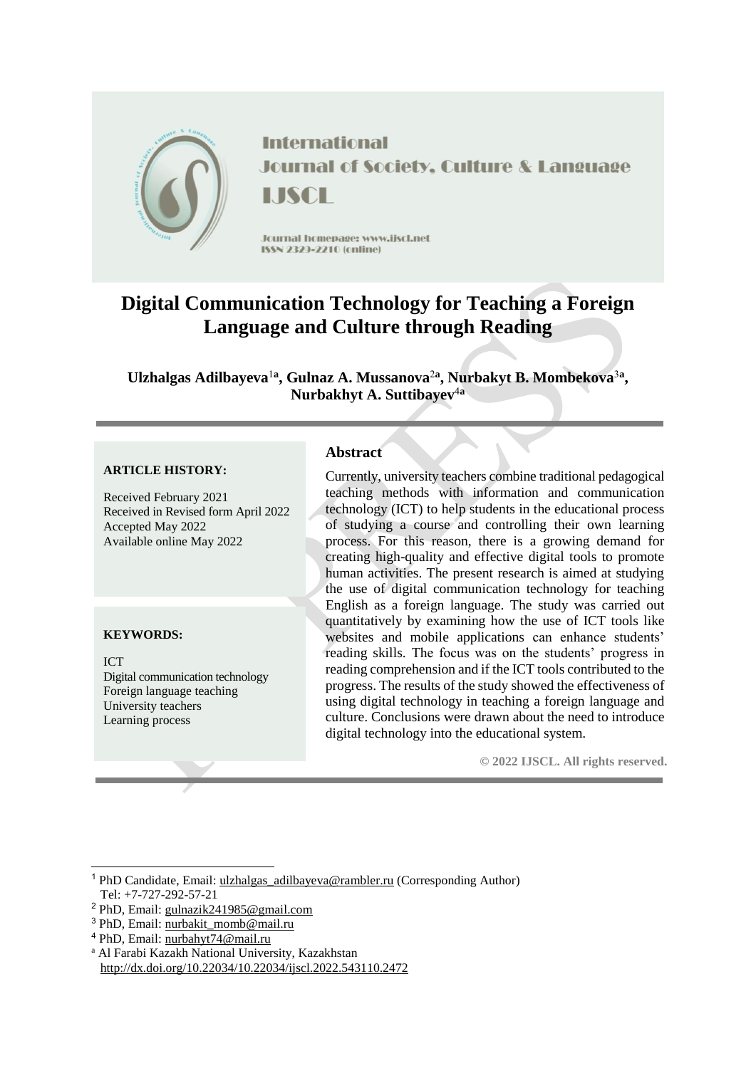**International Journal of Society, Culture & Language**

**IJSCL**

Journal homepage: www.ijscl.net

ISSN 2329-2210 (online)

# Digital Communication Technology for Teaching a Foreign Language and Culture through Reading

**Ulzhalgas Adilbayeva**[1a], **Gulnaz A. Mussanova**[2a], **Nurbakyt B. Mombekova**[3a], **Nurbakhyt A. Suttibayev**[4a]

**ARTICLE HISTORY:**

Received February 2021
Received in Revised form April 2022
Accepted May 2022
Available online May 2022

**KEYWORDS:**

ICT
Digital communication technology
Foreign language teaching
University teachers
Learning process

## Abstract

Currently, university teachers combine traditional pedagogical teaching methods with information and communication technology (ICT) to help students in the educational process of studying a course and controlling their own learning process. For this reason, there is a growing demand for creating high-quality and effective digital tools to promote human activities. The present research is aimed at studying the use of digital communication technology for teaching English as a foreign language. The study was carried out quantitatively by examining how the use of ICT tools like websites and mobile applications can enhance students' reading skills. The focus was on the students' progress in reading comprehension and if the ICT tools contributed to the progress. The results of the study showed the effectiveness of using digital technology in teaching a foreign language and culture. Conclusions were drawn about the need to introduce digital technology into the educational system.

**© 2022 IJSCL. All rights reserved.**

---

[1] PhD Candidate, Email: ulzhalgas_adilbayeva@rambler.ru (Corresponding Author)
Tel: +7-727-292-57-21

[2] PhD, Email: gulnazik241985@gmail.com

[3] PhD, Email: nurbakit_momb@mail.ru

[4] PhD, Email: nurbahyt74@mail.ru

[a] Al Farabi Kazakh National University, Kazakhstan
http://dx.doi.org/10.22034/10.22034/ijscl.2022.543110.2472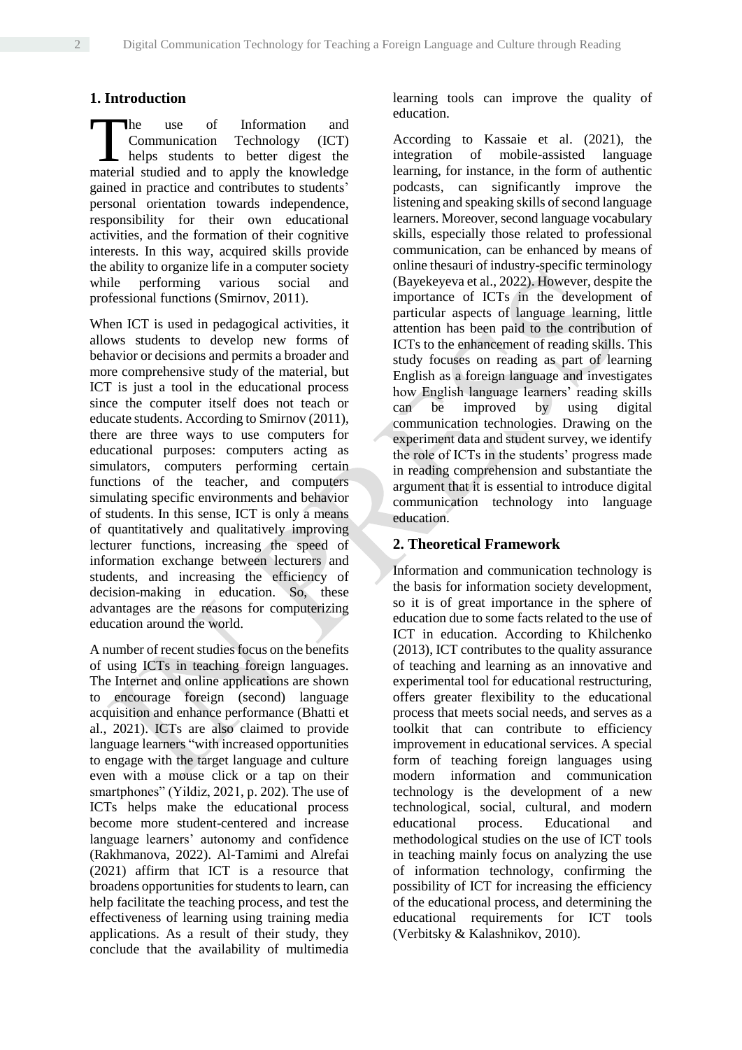## 1. Introduction

The use of Information and Communication Technology (ICT) helps students to better digest the material studied and to apply the knowledge gained in practice and contributes to students' personal orientation towards independence, responsibility for their own educational activities, and the formation of their cognitive interests. In this way, acquired skills provide the ability to organize life in a computer society while performing various social and professional functions (Smirnov, 2011).

When ICT is used in pedagogical activities, it allows students to develop new forms of behavior or decisions and permits a broader and more comprehensive study of the material, but ICT is just a tool in the educational process since the computer itself does not teach or educate students. According to Smirnov (2011), there are three ways to use computers for educational purposes: computers acting as simulators, computers performing certain functions of the teacher, and computers simulating specific environments and behavior of students. In this sense, ICT is only a means of quantitatively and qualitatively improving lecturer functions, increasing the speed of information exchange between lecturers and students, and increasing the efficiency of decision-making in education. So, these advantages are the reasons for computerizing education around the world.

A number of recent studies focus on the benefits of using ICTs in teaching foreign languages. The Internet and online applications are shown to encourage foreign (second) language acquisition and enhance performance (Bhatti et al., 2021). ICTs are also claimed to provide language learners "with increased opportunities to engage with the target language and culture even with a mouse click or a tap on their smartphones" (Yildiz, 2021, p. 202). The use of ICTs helps make the educational process become more student-centered and increase language learners' autonomy and confidence (Rakhmanova, 2022). Al-Tamimi and Alrefai (2021) affirm that ICT is a resource that broadens opportunities for students to learn, can help facilitate the teaching process, and test the effectiveness of learning using training media applications. As a result of their study, they conclude that the availability of multimedia learning tools can improve the quality of education.

According to Kassaie et al. (2021), the integration of mobile-assisted language learning, for instance, in the form of authentic podcasts, can significantly improve the listening and speaking skills of second language learners. Moreover, second language vocabulary skills, especially those related to professional communication, can be enhanced by means of online thesauri of industry-specific terminology (Bayekeyeva et al., 2022). However, despite the importance of ICTs in the development of particular aspects of language learning, little attention has been paid to the contribution of ICTs to the enhancement of reading skills. This study focuses on reading as part of learning English as a foreign language and investigates how English language learners' reading skills can be improved by using digital communication technologies. Drawing on the experiment data and student survey, we identify the role of ICTs in the students' progress made in reading comprehension and substantiate the argument that it is essential to introduce digital communication technology into language education.

## 2. Theoretical Framework

Information and communication technology is the basis for information society development, so it is of great importance in the sphere of education due to some facts related to the use of ICT in education. According to Khilchenko (2013), ICT contributes to the quality assurance of teaching and learning as an innovative and experimental tool for educational restructuring, offers greater flexibility to the educational process that meets social needs, and serves as a toolkit that can contribute to efficiency improvement in educational services. A special form of teaching foreign languages using modern information and communication technology is the development of a new technological, social, cultural, and modern educational process. Educational and methodological studies on the use of ICT tools in teaching mainly focus on analyzing the use of information technology, confirming the possibility of ICT for increasing the efficiency of the educational process, and determining the educational requirements for ICT tools (Verbitsky & Kalashnikov, 2010).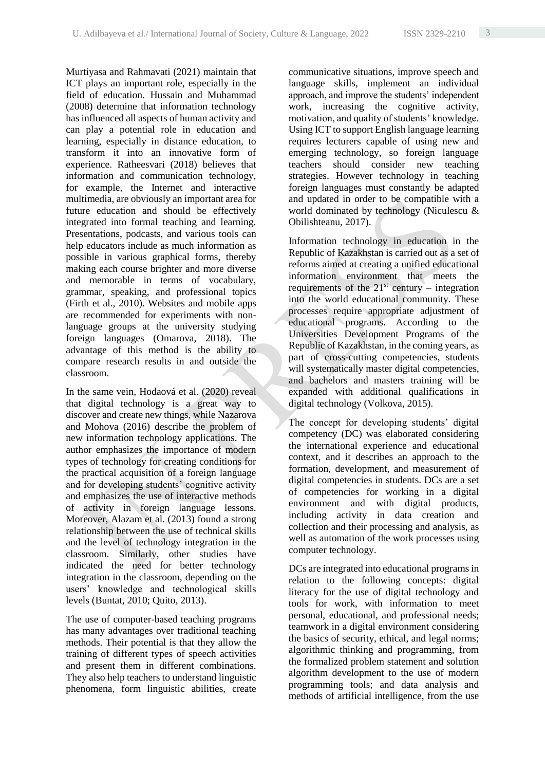Murtiyasa and Rahmavati (2021) maintain that ICT plays an important role, especially in the field of education. Hussain and Muhammad (2008) determine that information technology has influenced all aspects of human activity and can play a potential role in education and learning, especially in distance education, to transform it into an innovative form of experience. Ratheesvari (2018) believes that information and communication technology, for example, the Internet and interactive multimedia, are obviously an important area for future education and should be effectively integrated into formal teaching and learning. Presentations, podcasts, and various tools can help educators include as much information as possible in various graphical forms, thereby making each course brighter and more diverse and memorable in terms of vocabulary, grammar, speaking, and professional topics (Firth et al., 2010). Websites and mobile apps are recommended for experiments with non-language groups at the university studying foreign languages (Omarova, 2018). The advantage of this method is the ability to compare research results in and outside the classroom.

In the same vein, Hodaová et al. (2020) reveal that digital technology is a great way to discover and create new things, while Nazarova and Mohova (2016) describe the problem of new information technology applications. The author emphasizes the importance of modern types of technology for creating conditions for the practical acquisition of a foreign language and for developing students' cognitive activity and emphasizes the use of interactive methods of activity in foreign language lessons. Moreover, Alazam et al. (2013) found a strong relationship between the use of technical skills and the level of technology integration in the classroom. Similarly, other studies have indicated the need for better technology integration in the classroom, depending on the users' knowledge and technological skills levels (Buntat, 2010; Quito, 2013).

The use of computer-based teaching programs has many advantages over traditional teaching methods. Their potential is that they allow the training of different types of speech activities and present them in different combinations. They also help teachers to understand linguistic phenomena, form linguistic abilities, create communicative situations, improve speech and language skills, implement an individual approach, and improve the students' independent work, increasing the cognitive activity, motivation, and quality of students' knowledge. Using ICT to support English language learning requires lecturers capable of using new and emerging technology, so foreign language teachers should consider new teaching strategies. However technology in teaching foreign languages must constantly be adapted and updated in order to be compatible with a world dominated by technology (Niculescu & Obilishteanu, 2017).

Information technology in education in the Republic of Kazakhstan is carried out as a set of reforms aimed at creating a unified educational information environment that meets the requirements of the 21st century – integration into the world educational community. These processes require appropriate adjustment of educational programs. According to the Universities Development Programs of the Republic of Kazakhstan, in the coming years, as part of cross-cutting competencies, students will systematically master digital competencies, and bachelors and masters training will be expanded with additional qualifications in digital technology (Volkova, 2015).

The concept for developing students' digital competency (DC) was elaborated considering the international experience and educational context, and it describes an approach to the formation, development, and measurement of digital competencies in students. DCs are a set of competencies for working in a digital environment and with digital products, including activity in data creation and collection and their processing and analysis, as well as automation of the work processes using computer technology.

DCs are integrated into educational programs in relation to the following concepts: digital literacy for the use of digital technology and tools for work, with information to meet personal, educational, and professional needs; teamwork in a digital environment considering the basics of security, ethical, and legal norms; algorithmic thinking and programming, from the formalized problem statement and solution algorithm development to the use of modern programming tools; and data analysis and methods of artificial intelligence, from the use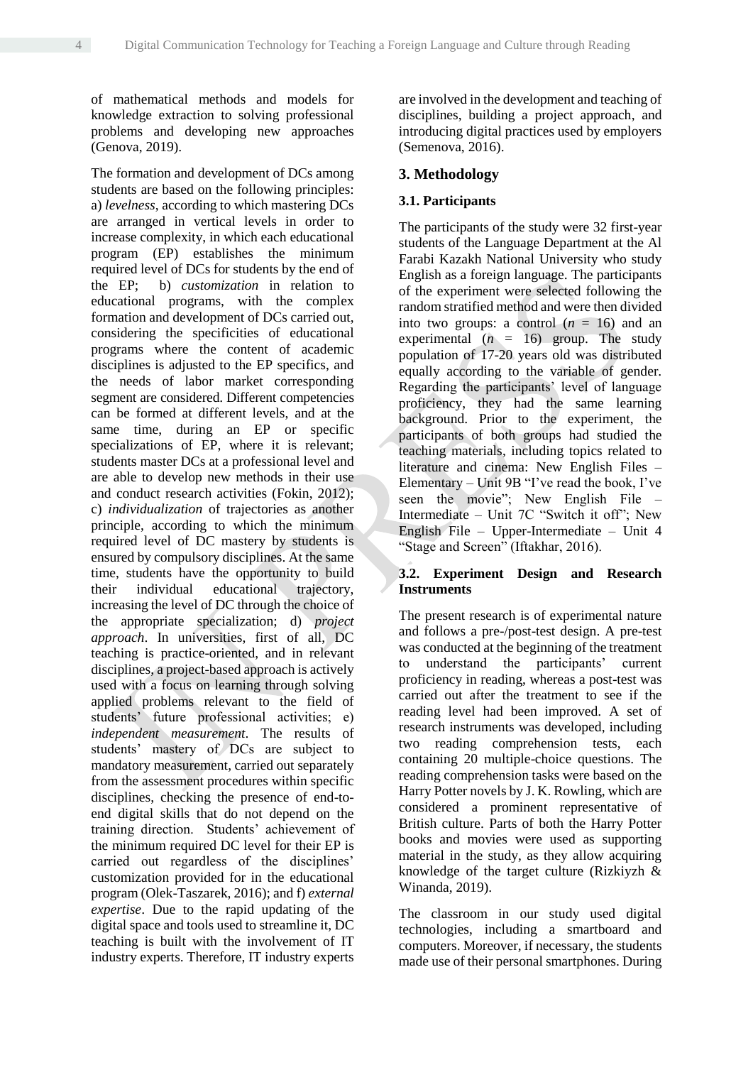of mathematical methods and models for knowledge extraction to solving professional problems and developing new approaches (Genova, 2019).

The formation and development of DCs among students are based on the following principles: a) *levelness*, according to which mastering DCs are arranged in vertical levels in order to increase complexity, in which each educational program (EP) establishes the minimum required level of DCs for students by the end of the EP; b) *customization* in relation to educational programs, with the complex formation and development of DCs carried out, considering the specificities of educational programs where the content of academic disciplines is adjusted to the EP specifics, and the needs of labor market corresponding segment are considered. Different competencies can be formed at different levels, and at the same time, during an EP or specific specializations of EP, where it is relevant; students master DCs at a professional level and are able to develop new methods in their use and conduct research activities (Fokin, 2012); c) *individualization* of trajectories as another principle, according to which the minimum required level of DC mastery by students is ensured by compulsory disciplines. At the same time, students have the opportunity to build their individual educational trajectory, increasing the level of DC through the choice of the appropriate specialization; d) *project approach*. In universities, first of all, DC teaching is practice-oriented, and in relevant disciplines, a project-based approach is actively used with a focus on learning through solving applied problems relevant to the field of students' future professional activities; e) *independent measurement*. The results of students' mastery of DCs are subject to mandatory measurement, carried out separately from the assessment procedures within specific disciplines, checking the presence of end-to-end digital skills that do not depend on the training direction. Students' achievement of the minimum required DC level for their EP is carried out regardless of the disciplines' customization provided for in the educational program (Olek-Taszarek, 2016); and f) *external expertise*. Due to the rapid updating of the digital space and tools used to streamline it, DC teaching is built with the involvement of IT industry experts. Therefore, IT industry experts are involved in the development and teaching of disciplines, building a project approach, and introducing digital practices used by employers (Semenova, 2016).

## 3. Methodology

### 3.1. Participants

The participants of the study were 32 first-year students of the Language Department at the Al Farabi Kazakh National University who study English as a foreign language. The participants of the experiment were selected following the random stratified method and were then divided into two groups: a control ($n$ = 16) and an experimental ($n$ = 16) group. The study population of 17-20 years old was distributed equally according to the variable of gender. Regarding the participants' level of language proficiency, they had the same learning background. Prior to the experiment, the participants of both groups had studied the teaching materials, including topics related to literature and cinema: New English Files – Elementary – Unit 9B "I've read the book, I've seen the movie"; New English File – Intermediate – Unit 7C "Switch it off"; New English File – Upper-Intermediate – Unit 4 "Stage and Screen" (Iftakhar, 2016).

### 3.2. Experiment Design and Research Instruments

The present research is of experimental nature and follows a pre-/post-test design. A pre-test was conducted at the beginning of the treatment to understand the participants' current proficiency in reading, whereas a post-test was carried out after the treatment to see if the reading level had been improved. A set of research instruments was developed, including two reading comprehension tests, each containing 20 multiple-choice questions. The reading comprehension tasks were based on the Harry Potter novels by J. K. Rowling, which are considered a prominent representative of British culture. Parts of both the Harry Potter books and movies were used as supporting material in the study, as they allow acquiring knowledge of the target culture (Rizkiyzh & Winanda, 2019).

The classroom in our study used digital technologies, including a smartboard and computers. Moreover, if necessary, the students made use of their personal smartphones. During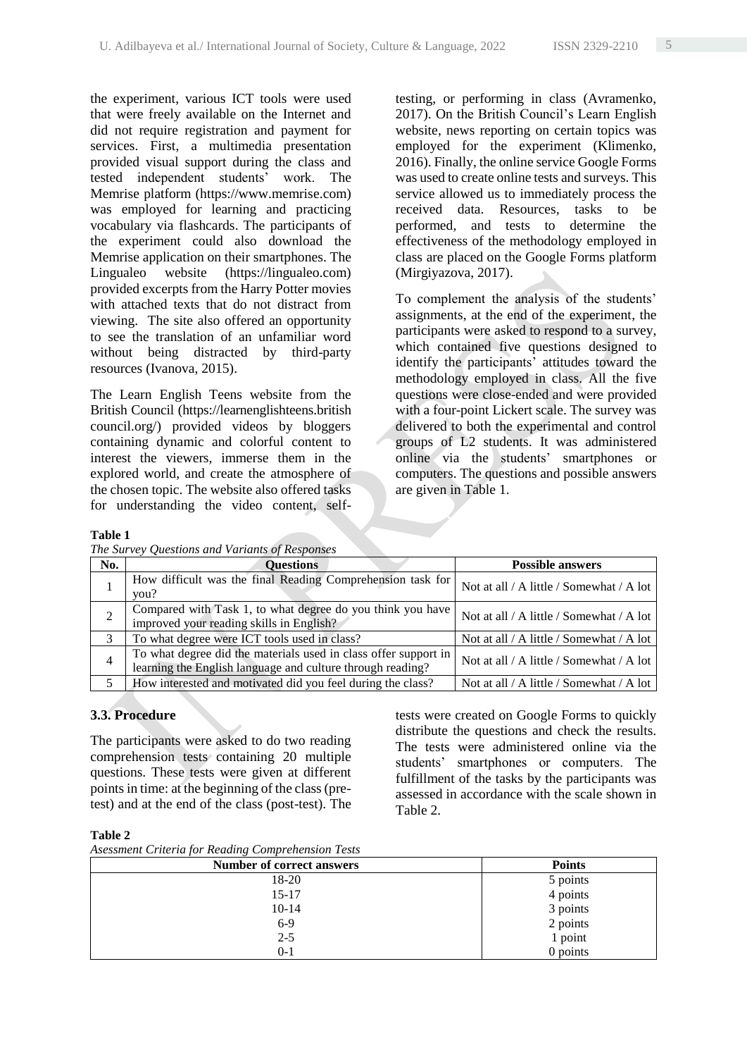the experiment, various ICT tools were used that were freely available on the Internet and did not require registration and payment for services. First, a multimedia presentation provided visual support during the class and tested independent students' work. The Memrise platform (https://www.memrise.com) was employed for learning and practicing vocabulary via flashcards. The participants of the experiment could also download the Memrise application on their smartphones. The Lingualeo website (https://lingualeo.com) provided excerpts from the Harry Potter movies with attached texts that do not distract from viewing. The site also offered an opportunity to see the translation of an unfamiliar word without being distracted by third-party resources (Ivanova, 2015).

The Learn English Teens website from the British Council (https://learnenglishteens.britishcouncil.org/) provided videos by bloggers containing dynamic and colorful content to interest the viewers, immerse them in the explored world, and create the atmosphere of the chosen topic. The website also offered tasks for understanding the video content, self-testing, or performing in class (Avramenko, 2017). On the British Council's Learn English website, news reporting on certain topics was employed for the experiment (Klimenko, 2016). Finally, the online service Google Forms was used to create online tests and surveys. This service allowed us to immediately process the received data. Resources, tasks to be performed, and tests to determine the effectiveness of the methodology employed in class are placed on the Google Forms platform (Mirgiyazova, 2017).

To complement the analysis of the students' assignments, at the end of the experiment, the participants were asked to respond to a survey, which contained five questions designed to identify the participants' attitudes toward the methodology employed in class. All the five questions were close-ended and were provided with a four-point Lickert scale. The survey was delivered to both the experimental and control groups of L2 students. It was administered online via the students' smartphones or computers. The questions and possible answers are given in Table 1.

**Table 1**
*The Survey Questions and Variants of Responses*

| No. | Questions | Possible answers |
|---|---|---|
| 1 | How difficult was the final Reading Comprehension task for you? | Not at all / A little / Somewhat / A lot |
| 2 | Compared with Task 1, to what degree do you think you have improved your reading skills in English? | Not at all / A little / Somewhat / A lot |
| 3 | To what degree were ICT tools used in class? | Not at all / A little / Somewhat / A lot |
| 4 | To what degree did the materials used in class offer support in learning the English language and culture through reading? | Not at all / A little / Somewhat / A lot |
| 5 | How interested and motivated did you feel during the class? | Not at all / A little / Somewhat / A lot |

### 3.3. Procedure

The participants were asked to do two reading comprehension tests containing 20 multiple questions. These tests were given at different points in time: at the beginning of the class (pre-test) and at the end of the class (post-test). The tests were created on Google Forms to quickly distribute the questions and check the results. The tests were administered online via the students' smartphones or computers. The fulfillment of the tasks by the participants was assessed in accordance with the scale shown in Table 2.

**Table 2**
*Asessment Criteria for Reading Comprehension Tests*

| Number of correct answers | Points |
|---|---|
| 18-20 | 5 points |
| 15-17 | 4 points |
| 10-14 | 3 points |
| 6-9 | 2 points |
| 2-5 | 1 point |
| 0-1 | 0 points |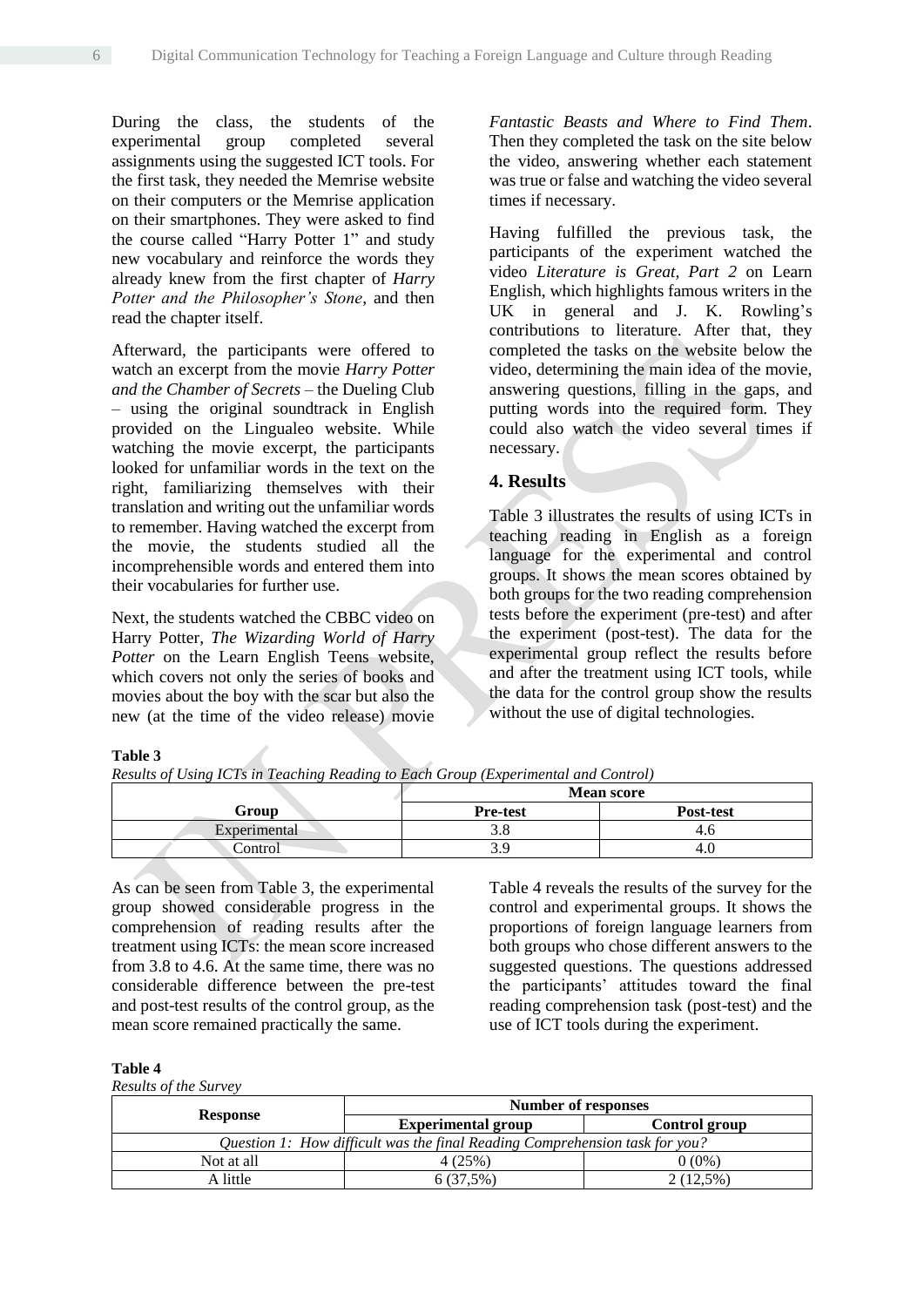During the class, the students of the experimental group completed several assignments using the suggested ICT tools. For the first task, they needed the Memrise website on their computers or the Memrise application on their smartphones. They were asked to find the course called "Harry Potter 1" and study new vocabulary and reinforce the words they already knew from the first chapter of *Harry Potter and the Philosopher's Stone*, and then read the chapter itself.

Afterward, the participants were offered to watch an excerpt from the movie *Harry Potter and the Chamber of Secrets* – the Dueling Club – using the original soundtrack in English provided on the Lingualeo website. While watching the movie excerpt, the participants looked for unfamiliar words in the text on the right, familiarizing themselves with their translation and writing out the unfamiliar words to remember. Having watched the excerpt from the movie, the students studied all the incomprehensible words and entered them into their vocabularies for further use.

Next, the students watched the CBBC video on Harry Potter, *The Wizarding World of Harry Potter* on the Learn English Teens website, which covers not only the series of books and movies about the boy with the scar but also the new (at the time of the video release) movie *Fantastic Beasts and Where to Find Them*. Then they completed the task on the site below the video, answering whether each statement was true or false and watching the video several times if necessary.

Having fulfilled the previous task, the participants of the experiment watched the video *Literature is Great, Part 2* on Learn English, which highlights famous writers in the UK in general and J. K. Rowling's contributions to literature. After that, they completed the tasks on the website below the video, determining the main idea of the movie, answering questions, filling in the gaps, and putting words into the required form. They could also watch the video several times if necessary.

## 4. Results

Table 3 illustrates the results of using ICTs in teaching reading in English as a foreign language for the experimental and control groups. It shows the mean scores obtained by both groups for the two reading comprehension tests before the experiment (pre-test) and after the experiment (post-test). The data for the experimental group reflect the results before and after the treatment using ICT tools, while the data for the control group show the results without the use of digital technologies.

**Table 3**

*Results of Using ICTs in Teaching Reading to Each Group (Experimental and Control)*

| Group | Mean score | |
|---|---|---|
| | **Pre-test** | **Post-test** |
| Experimental | 3.8 | 4.6 |
| Control | 3.9 | 4.0 |

As can be seen from Table 3, the experimental group showed considerable progress in the comprehension of reading results after the treatment using ICTs: the mean score increased from 3.8 to 4.6. At the same time, there was no considerable difference between the pre-test and post-test results of the control group, as the mean score remained practically the same.

Table 4 reveals the results of the survey for the control and experimental groups. It shows the proportions of foreign language learners from both groups who chose different answers to the suggested questions. The questions addressed the participants' attitudes toward the final reading comprehension task (post-test) and the use of ICT tools during the experiment.

**Table 4**

*Results of the Survey*

| Response | Number of responses | |
|---|---|---|
| | **Experimental group** | **Control group** |
| *Question 1: How difficult was the final Reading Comprehension task for you?* | | |
| Not at all | 4 (25%) | 0 (0%) |
| A little | 6 (37,5%) | 2 (12,5%) |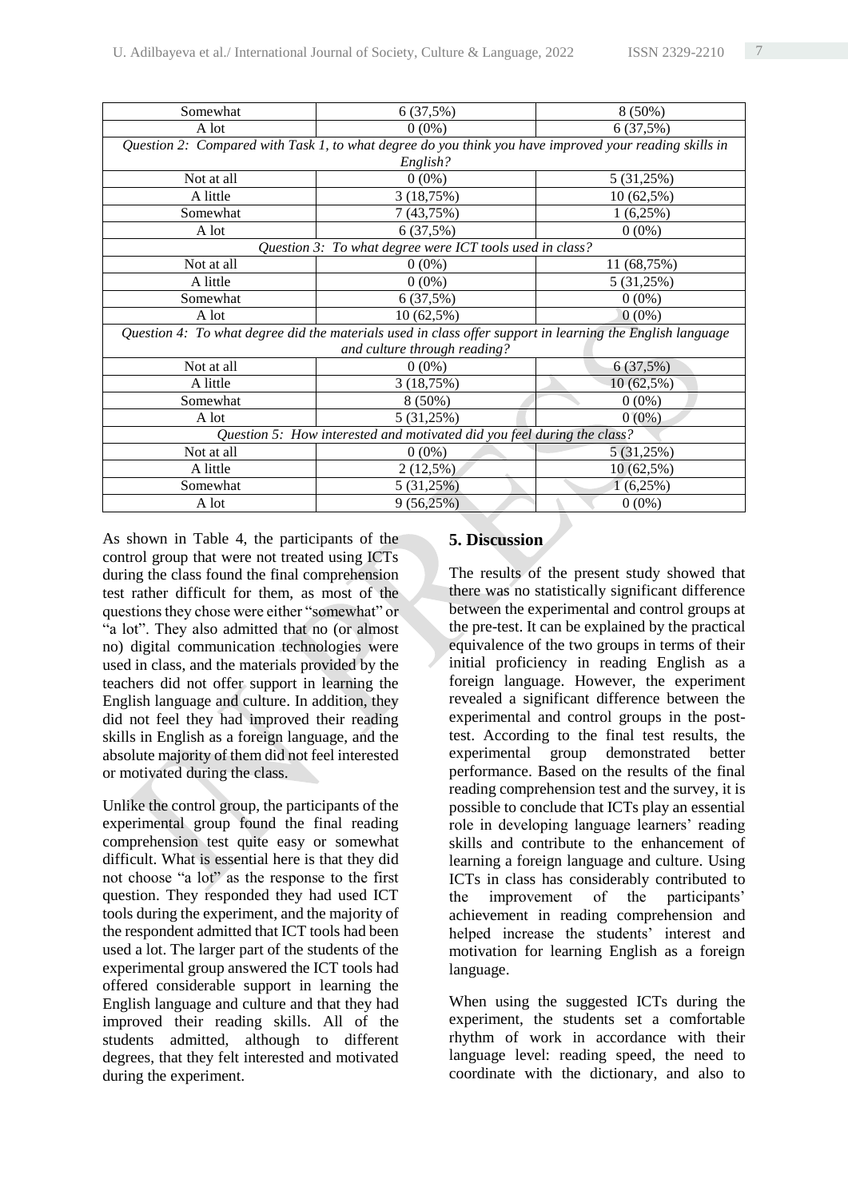| | | |
|---|---|---|
| Somewhat | 6 (37,5%) | 8 (50%) |
| A lot | 0 (0%) | 6 (37,5%) |
| *Question 2: Compared with Task 1, to what degree do you think you have improved your reading skills in English?* | | |
| Not at all | 0 (0%) | 5 (31,25%) |
| A little | 3 (18,75%) | 10 (62,5%) |
| Somewhat | 7 (43,75%) | 1 (6,25%) |
| A lot | 6 (37,5%) | 0 (0%) |
| *Question 3: To what degree were ICT tools used in class?* | | |
| Not at all | 0 (0%) | 11 (68,75%) |
| A little | 0 (0%) | 5 (31,25%) |
| Somewhat | 6 (37,5%) | 0 (0%) |
| A lot | 10 (62,5%) | 0 (0%) |
| *Question 4: To what degree did the materials used in class offer support in learning the English language and culture through reading?* | | |
| Not at all | 0 (0%) | 6 (37,5%) |
| A little | 3 (18,75%) | 10 (62,5%) |
| Somewhat | 8 (50%) | 0 (0%) |
| A lot | 5 (31,25%) | 0 (0%) |
| *Question 5: How interested and motivated did you feel during the class?* | | |
| Not at all | 0 (0%) | 5 (31,25%) |
| A little | 2 (12,5%) | 10 (62,5%) |
| Somewhat | 5 (31,25%) | 1 (6,25%) |
| A lot | 9 (56,25%) | 0 (0%) |

As shown in Table 4, the participants of the control group that were not treated using ICTs during the class found the final comprehension test rather difficult for them, as most of the questions they chose were either "somewhat" or "a lot". They also admitted that no (or almost no) digital communication technologies were used in class, and the materials provided by the teachers did not offer support in learning the English language and culture. In addition, they did not feel they had improved their reading skills in English as a foreign language, and the absolute majority of them did not feel interested or motivated during the class.

Unlike the control group, the participants of the experimental group found the final reading comprehension test quite easy or somewhat difficult. What is essential here is that they did not choose "a lot" as the response to the first question. They responded they had used ICT tools during the experiment, and the majority of the respondent admitted that ICT tools had been used a lot. The larger part of the students of the experimental group answered the ICT tools had offered considerable support in learning the English language and culture and that they had improved their reading skills. All of the students admitted, although to different degrees, that they felt interested and motivated during the experiment.

## 5. Discussion

The results of the present study showed that there was no statistically significant difference between the experimental and control groups at the pre-test. It can be explained by the practical equivalence of the two groups in terms of their initial proficiency in reading English as a foreign language. However, the experiment revealed a significant difference between the experimental and control groups in the post-test. According to the final test results, the experimental group demonstrated better performance. Based on the results of the final reading comprehension test and the survey, it is possible to conclude that ICTs play an essential role in developing language learners' reading skills and contribute to the enhancement of learning a foreign language and culture. Using ICTs in class has considerably contributed to the improvement of the participants' achievement in reading comprehension and helped increase the students' interest and motivation for learning English as a foreign language.

When using the suggested ICTs during the experiment, the students set a comfortable rhythm of work in accordance with their language level: reading speed, the need to coordinate with the dictionary, and also to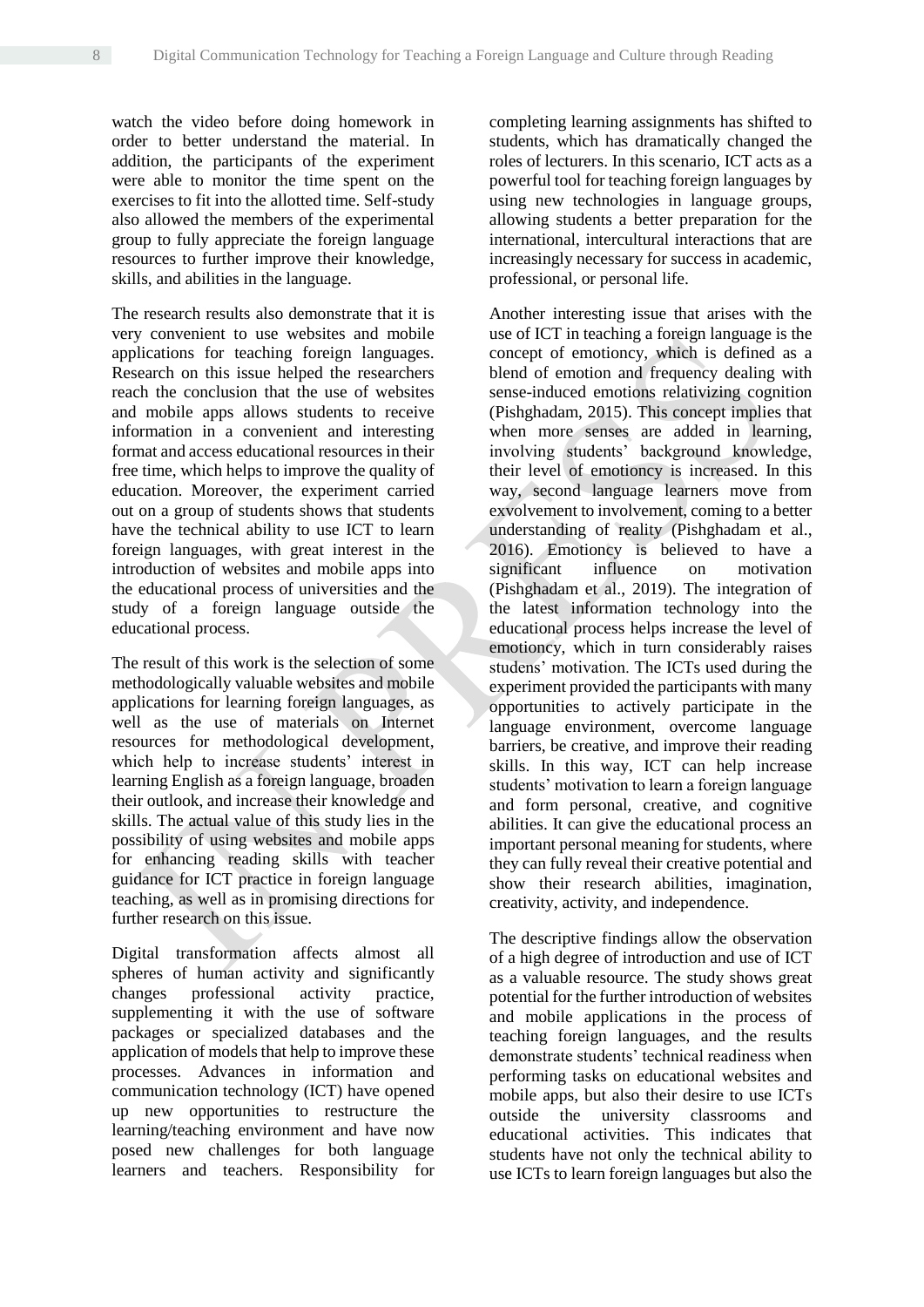watch the video before doing homework in order to better understand the material. In addition, the participants of the experiment were able to monitor the time spent on the exercises to fit into the allotted time. Self-study also allowed the members of the experimental group to fully appreciate the foreign language resources to further improve their knowledge, skills, and abilities in the language.

The research results also demonstrate that it is very convenient to use websites and mobile applications for teaching foreign languages. Research on this issue helped the researchers reach the conclusion that the use of websites and mobile apps allows students to receive information in a convenient and interesting format and access educational resources in their free time, which helps to improve the quality of education. Moreover, the experiment carried out on a group of students shows that students have the technical ability to use ICT to learn foreign languages, with great interest in the introduction of websites and mobile apps into the educational process of universities and the study of a foreign language outside the educational process.

The result of this work is the selection of some methodologically valuable websites and mobile applications for learning foreign languages, as well as the use of materials on Internet resources for methodological development, which help to increase students' interest in learning English as a foreign language, broaden their outlook, and increase their knowledge and skills. The actual value of this study lies in the possibility of using websites and mobile apps for enhancing reading skills with teacher guidance for ICT practice in foreign language teaching, as well as in promising directions for further research on this issue.

Digital transformation affects almost all spheres of human activity and significantly changes professional activity practice, supplementing it with the use of software packages or specialized databases and the application of models that help to improve these processes. Advances in information and communication technology (ICT) have opened up new opportunities to restructure the learning/teaching environment and have now posed new challenges for both language learners and teachers. Responsibility for completing learning assignments has shifted to students, which has dramatically changed the roles of lecturers. In this scenario, ICT acts as a powerful tool for teaching foreign languages by using new technologies in language groups, allowing students a better preparation for the international, intercultural interactions that are increasingly necessary for success in academic, professional, or personal life.

Another interesting issue that arises with the use of ICT in teaching a foreign language is the concept of emotioncy, which is defined as a blend of emotion and frequency dealing with sense-induced emotions relativizing cognition (Pishghadam, 2015). This concept implies that when more senses are added in learning, involving students' background knowledge, their level of emotioncy is increased. In this way, second language learners move from exvolvement to involvement, coming to a better understanding of reality (Pishghadam et al., 2016). Emotioncy is believed to have a significant influence on motivation (Pishghadam et al., 2019). The integration of the latest information technology into the educational process helps increase the level of emotioncy, which in turn considerably raises studens' motivation. The ICTs used during the experiment provided the participants with many opportunities to actively participate in the language environment, overcome language barriers, be creative, and improve their reading skills. In this way, ICT can help increase students' motivation to learn a foreign language and form personal, creative, and cognitive abilities. It can give the educational process an important personal meaning for students, where they can fully reveal their creative potential and show their research abilities, imagination, creativity, activity, and independence.

The descriptive findings allow the observation of a high degree of introduction and use of ICT as a valuable resource. The study shows great potential for the further introduction of websites and mobile applications in the process of teaching foreign languages, and the results demonstrate students' technical readiness when performing tasks on educational websites and mobile apps, but also their desire to use ICTs outside the university classrooms and educational activities. This indicates that students have not only the technical ability to use ICTs to learn foreign languages but also the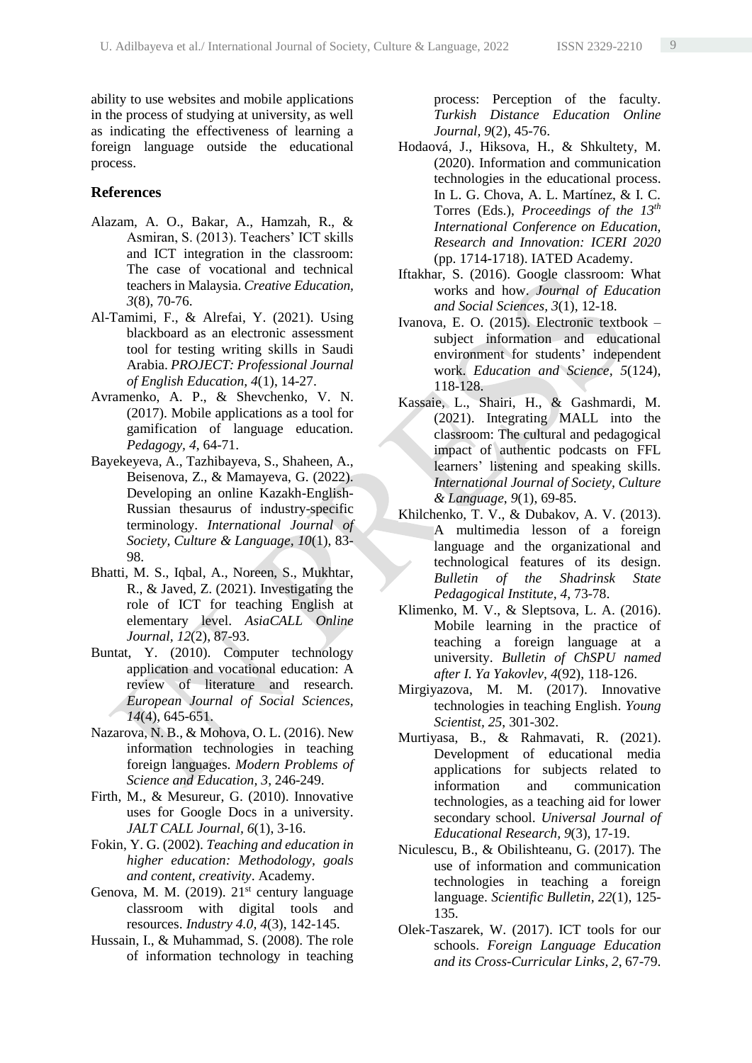ability to use websites and mobile applications in the process of studying at university, as well as indicating the effectiveness of learning a foreign language outside the educational process.

## References

Alazam, A. O., Bakar, A., Hamzah, R., & Asmiran, S. (2013). Teachers' ICT skills and ICT integration in the classroom: The case of vocational and technical teachers in Malaysia. *Creative Education, 3*(8), 70-76.

Al-Tamimi, F., & Alrefai, Y. (2021). Using blackboard as an electronic assessment tool for testing writing skills in Saudi Arabia. *PROJECT: Professional Journal of English Education, 4*(1), 14-27.

Avramenko, A. P., & Shevchenko, V. N. (2017). Mobile applications as a tool for gamification of language education. *Pedagogy, 4*, 64-71.

Bayekeyeva, A., Tazhibayeva, S., Shaheen, A., Beisenova, Z., & Mamayeva, G. (2022). Developing an online Kazakh-English-Russian thesaurus of industry-specific terminology. *International Journal of Society, Culture & Language, 10*(1), 83-98.

Bhatti, M. S., Iqbal, A., Noreen, S., Mukhtar, R., & Javed, Z. (2021). Investigating the role of ICT for teaching English at elementary level. *AsiaCALL Online Journal, 12*(2), 87-93.

Buntat, Y. (2010). Computer technology application and vocational education: A review of literature and research. *European Journal of Social Sciences, 14*(4), 645-651.

Nazarova, N. B., & Mohova, O. L. (2016). New information technologies in teaching foreign languages. *Modern Problems of Science and Education, 3*, 246-249.

Firth, M., & Mesureur, G. (2010). Innovative uses for Google Docs in a university. *JALT CALL Journal, 6*(1), 3-16.

Fokin, Y. G. (2002). *Teaching and education in higher education: Methodology, goals and content, creativity*. Academy.

Genova, M. M. (2019). 21st century language classroom with digital tools and resources. *Industry 4.0, 4*(3), 142-145.

Hussain, I., & Muhammad, S. (2008). The role of information technology in teaching process: Perception of the faculty. *Turkish Distance Education Online Journal, 9*(2), 45-76.

Hodaová, J., Hiksova, H., & Shkultety, M. (2020). Information and communication technologies in the educational process. In L. G. Chova, A. L. Martínez, & I. C. Torres (Eds.), *Proceedings of the 13th International Conference on Education, Research and Innovation: ICERI 2020* (pp. 1714-1718). IATED Academy.

Iftakhar, S. (2016). Google classroom: What works and how. *Journal of Education and Social Sciences, 3*(1), 12-18.

Ivanova, E. O. (2015). Electronic textbook – subject information and educational environment for students' independent work. *Education and Science, 5*(124), 118-128.

Kassaie, L., Shairi, H., & Gashmardi, M. (2021). Integrating MALL into the classroom: The cultural and pedagogical impact of authentic podcasts on FFL learners' listening and speaking skills. *International Journal of Society, Culture & Language, 9*(1), 69-85.

Khilchenko, T. V., & Dubakov, A. V. (2013). A multimedia lesson of a foreign language and the organizational and technological features of its design. *Bulletin of the Shadrinsk State Pedagogical Institute, 4*, 73-78.

Klimenko, M. V., & Sleptsova, L. A. (2016). Mobile learning in the practice of teaching a foreign language at a university. *Bulletin of ChSPU named after I. Ya Yakovlev, 4*(92), 118-126.

Mirgiyazova, M. M. (2017). Innovative technologies in teaching English. *Young Scientist, 25*, 301-302.

Murtiyasa, B., & Rahmavati, R. (2021). Development of educational media applications for subjects related to information and communication technologies, as a teaching aid for lower secondary school. *Universal Journal of Educational Research, 9*(3), 17-19.

Niculescu, B., & Obilishteanu, G. (2017). The use of information and communication technologies in teaching a foreign language. *Scientific Bulletin, 22*(1), 125-135.

Olek-Taszarek, W. (2017). ICT tools for our schools. *Foreign Language Education and its Cross-Curricular Links, 2*, 67-79.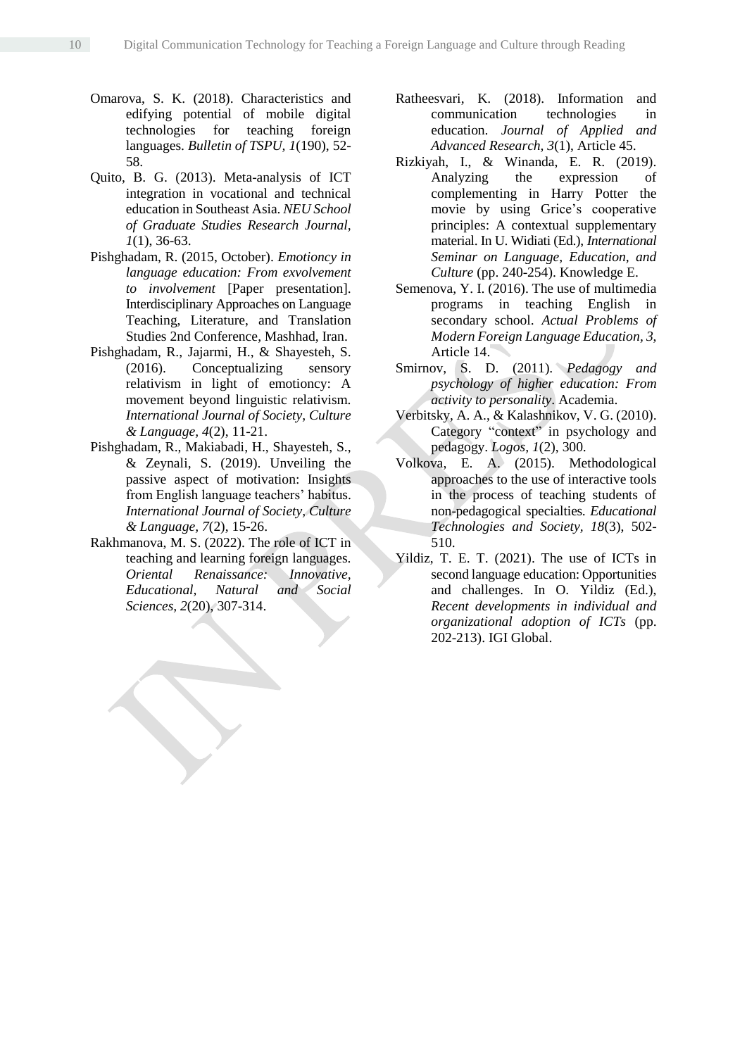Omarova, S. K. (2018). Characteristics and edifying potential of mobile digital technologies for teaching foreign languages. *Bulletin of TSPU, 1*(190), 52-58.

Quito, B. G. (2013). Meta-analysis of ICT integration in vocational and technical education in Southeast Asia. *NEU School of Graduate Studies Research Journal, 1*(1), 36-63.

Pishghadam, R. (2015, October). *Emotiocny in language education: From exvolvement to involvement* [Paper presentation]. Interdisciplinary Approaches on Language Teaching, Literature, and Translation Studies 2nd Conference, Mashhad, Iran.

Pishghadam, R., Jajarmi, H., & Shayesteh, S. (2016). Conceptualizing sensory relativism in light of emotioncy: A movement beyond linguistic relativism. *International Journal of Society, Culture & Language, 4*(2), 11-21.

Pishghadam, R., Makiabadi, H., Shayesteh, S., & Zeynali, S. (2019). Unveiling the passive aspect of motivation: Insights from English language teachers' habitus. *International Journal of Society, Culture & Language, 7*(2), 15-26.

Rakhmanova, M. S. (2022). The role of ICT in teaching and learning foreign languages. *Oriental Renaissance: Innovative, Educational, Natural and Social Sciences, 2*(20), 307-314.

Ratheesvari, K. (2018). Information and communication technologies in education. *Journal of Applied and Advanced Research, 3*(1), Article 45.

Rizkiyah, I., & Winanda, E. R. (2019). Analyzing the expression of complementing in Harry Potter the movie by using Grice's cooperative principles: A contextual supplementary material. In U. Widiati (Ed.), *International Seminar on Language, Education, and Culture* (pp. 240-254). Knowledge E.

Semenova, Y. I. (2016). The use of multimedia programs in teaching English in secondary school. *Actual Problems of Modern Foreign Language Education, 3*, Article 14.

Smirnov, S. D. (2011). *Pedagogy and psychology of higher education: From activity to personality*. Academia.

Verbitsky, A. A., & Kalashnikov, V. G. (2010). Category "context" in psychology and pedagogy. *Logos, 1*(2), 300.

Volkova, E. A. (2015). Methodological approaches to the use of interactive tools in the process of teaching students of non-pedagogical specialties. *Educational Technologies and Society, 18*(3), 502-510.

Yildiz, T. E. T. (2021). The use of ICTs in second language education: Opportunities and challenges. In O. Yildiz (Ed.), *Recent developments in individual and organizational adoption of ICTs* (pp. 202-213). IGI Global.